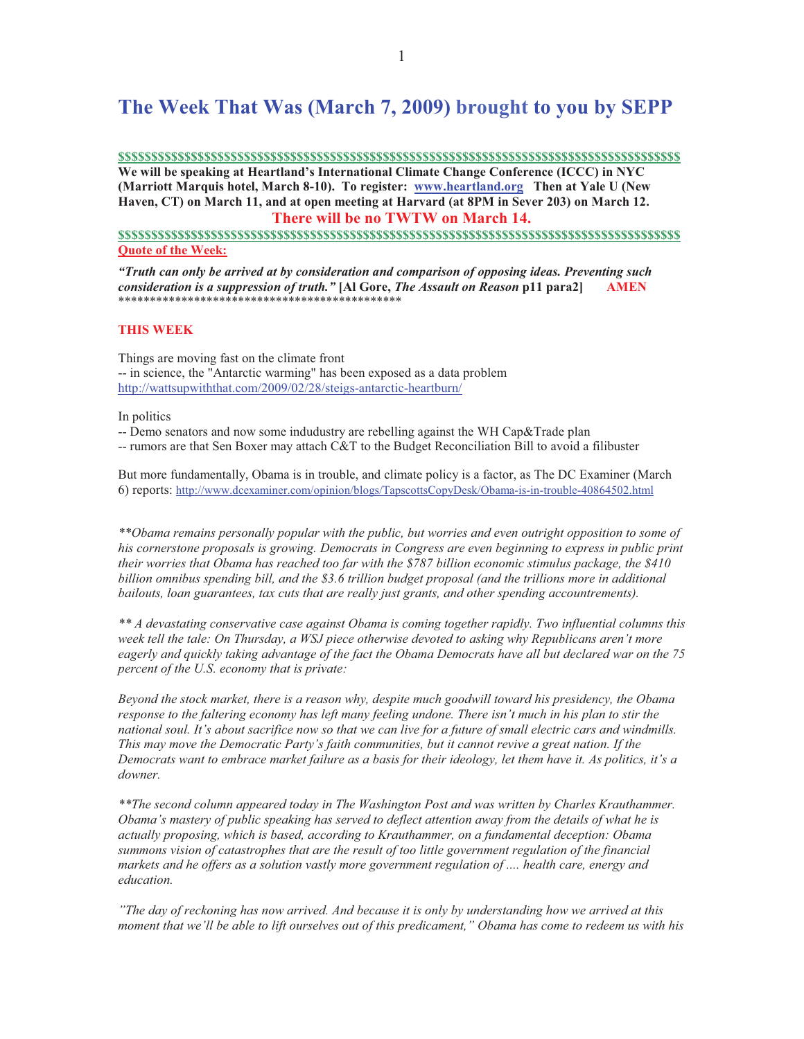# The Week That Was (March 7, 2009) brought to you by SEPP

$$$$$$$$$$$$$$$$$$$$$$$$$$$$$$$$$$$$$$$$$$$$$$$$$$$$$$$$$$$$$$$$$$$$$$$$$$$$$$$$$$$$$$$$$$$$$$$$

**We will be speaking at Heartland's International Climate Change Conference (ICCC) in NYC (Marriott Marquis hotel, March 8-10). To register: www.heartland.org Then at Yale U (New Haven, CT) on March 11, and at open meeting at Harvard (at 8PM in Sever 203) on March 12.**

**There will be no TWTW on March 14.**

$$$$$$$$$$$$$$$$$$$$$$$$$$$$$$$$$$$$$$$$$$$$$$$$$$$$$$$$$$$$$$$$$$$$$$$$$$$$$$$$$$$$$$$$$$$$$$$$$$$

**Quote of the Week:**

***"Truth can only be arrived at by consideration and comparison of opposing ideas. Preventing such consideration is a suppression of truth."*** **[Al Gore, *The Assault on Reason* p11 para2] AMEN**

*********************************************

**THIS WEEK**

Things are moving fast on the climate front
-- in science, the "Antarctic warming" has been exposed as a data problem
http://wattsupwiththat.com/2009/02/28/steigs-antarctic-heartburn/

In politics
-- Demo senators and now some indudustry are rebelling against the WH Cap&Trade plan
-- rumors are that Sen Boxer may attach C&T to the Budget Reconciliation Bill to avoid a filibuster

But more fundamentally, Obama is in trouble, and climate policy is a factor, as The DC Examiner (March 6) reports: http://www.dcexaminer.com/opinion/blogs/TapscottsCopyDesk/Obama-is-in-trouble-40864502.html

*\*\*Obama remains personally popular with the public, but worries and even outright opposition to some of his cornerstone proposals is growing. Democrats in Congress are even beginning to express in public print their worries that Obama has reached too far with the $787 billion economic stimulus package, the $410 billion omnibus spending bill, and the $3.6 trillion budget proposal (and the trillions more in additional bailouts, loan guarantees, tax cuts that are really just grants, and other spending accountrements).*

*\*\* A devastating conservative case against Obama is coming together rapidly. Two influential columns this week tell the tale: On Thursday, a WSJ piece otherwise devoted to asking why Republicans aren't more eagerly and quickly taking advantage of the fact the Obama Democrats have all but declared war on the 75 percent of the U.S. economy that is private:*

*Beyond the stock market, there is a reason why, despite much goodwill toward his presidency, the Obama response to the faltering economy has left many feeling undone. There isn't much in his plan to stir the national soul. It's about sacrifice now so that we can live for a future of small electric cars and windmills. This may move the Democratic Party's faith communities, but it cannot revive a great nation. If the Democrats want to embrace market failure as a basis for their ideology, let them have it. As politics, it's a downer.*

*\*\*The second column appeared today in The Washington Post and was written by Charles Krauthammer. Obama's mastery of public speaking has served to deflect attention away from the details of what he is actually proposing, which is based, according to Krauthammer, on a fundamental deception: Obama summons vision of catastrophes that are the result of too little government regulation of the financial markets and he offers as a solution vastly more government regulation of .... health care, energy and education.*

*"The day of reckoning has now arrived. And because it is only by understanding how we arrived at this moment that we'll be able to lift ourselves out of this predicament," Obama has come to redeem us with his*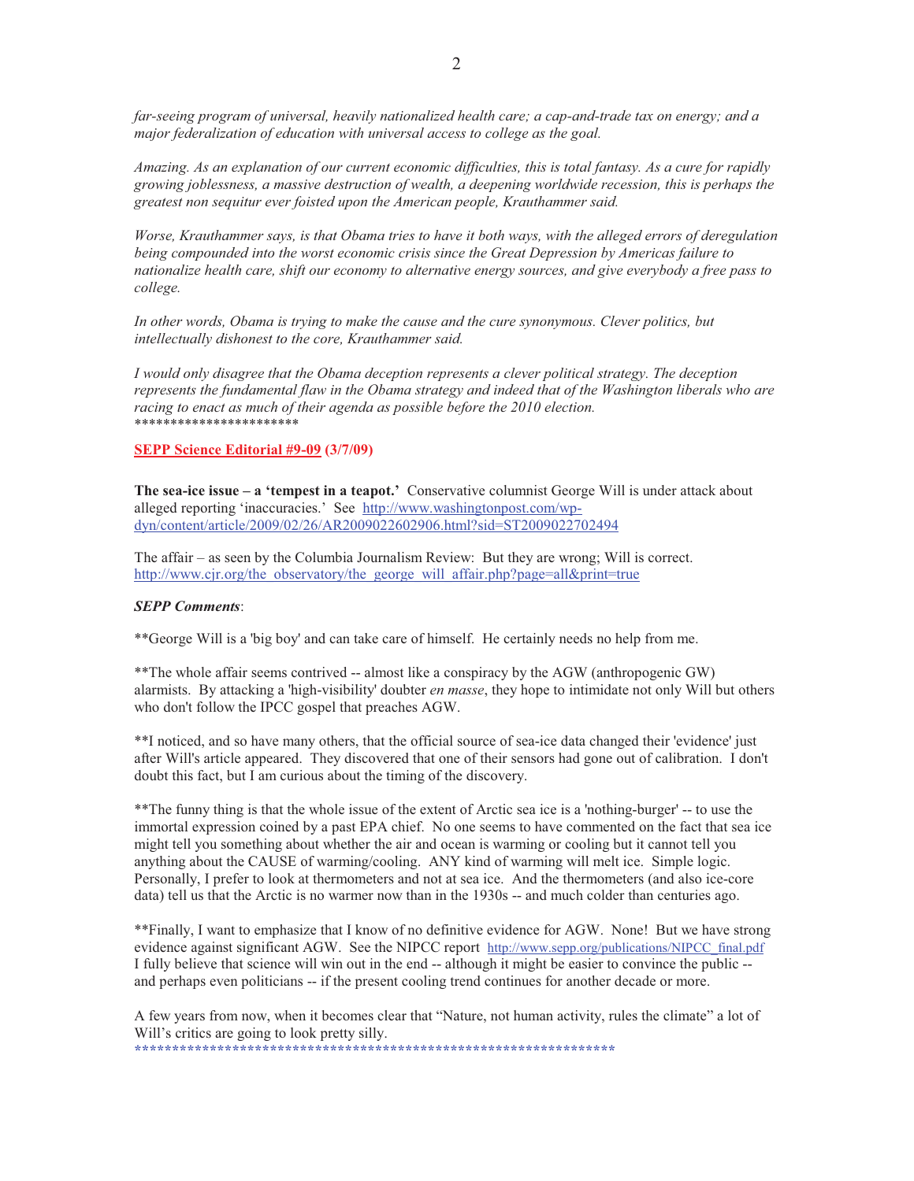*far-seeing program of universal, heavily nationalized health care; a cap-and-trade tax on energy; and a major federalization of education with universal access to college as the goal.*

*Amazing. As an explanation of our current economic difficulties, this is total fantasy. As a cure for rapidly growing joblessness, a massive destruction of wealth, a deepening worldwide recession, this is perhaps the greatest non sequitur ever foisted upon the American people, Krauthammer said.*

*Worse, Krauthammer says, is that Obama tries to have it both ways, with the alleged errors of deregulation being compounded into the worst economic crisis since the Great Depression by Americas failure to nationalize health care, shift our economy to alternative energy sources, and give everybody a free pass to college.*

*In other words, Obama is trying to make the cause and the cure synonymous. Clever politics, but intellectually dishonest to the core, Krauthammer said.*

*I would only disagree that the Obama deception represents a clever political strategy. The deception represents the fundamental flaw in the Obama strategy and indeed that of the Washington liberals who are racing to enact as much of their agenda as possible before the 2010 election.*
*\*\*\*\*\*\*\*\*\*\*\*\*\*\*\*\*\*\*\*\*\*\*\*\**

**SEPP Science Editorial #9-09 (3/7/09)**

**The sea-ice issue – a 'tempest in a teapot.'** Conservative columnist George Will is under attack about alleged reporting 'inaccuracies.' See http://www.washingtonpost.com/wp-dyn/content/article/2009/02/26/AR2009022602906.html?sid=ST2009022702494

The affair – as seen by the Columbia Journalism Review: But they are wrong; Will is correct. http://www.cjr.org/the_observatory/the_george_will_affair.php?page=all&print=true

***SEPP Comments***:

\*\*George Will is a 'big boy' and can take care of himself. He certainly needs no help from me.

\*\*The whole affair seems contrived -- almost like a conspiracy by the AGW (anthropogenic GW) alarmists. By attacking a 'high-visibility' doubter *en masse*, they hope to intimidate not only Will but others who don't follow the IPCC gospel that preaches AGW.

\*\*I noticed, and so have many others, that the official source of sea-ice data changed their 'evidence' just after Will's article appeared. They discovered that one of their sensors had gone out of calibration. I don't doubt this fact, but I am curious about the timing of the discovery.

\*\*The funny thing is that the whole issue of the extent of Arctic sea ice is a 'nothing-burger' -- to use the immortal expression coined by a past EPA chief. No one seems to have commented on the fact that sea ice might tell you something about whether the air and ocean is warming or cooling but it cannot tell you anything about the CAUSE of warming/cooling. ANY kind of warming will melt ice. Simple logic. Personally, I prefer to look at thermometers and not at sea ice. And the thermometers (and also ice-core data) tell us that the Arctic is no warmer now than in the 1930s -- and much colder than centuries ago.

\*\*Finally, I want to emphasize that I know of no definitive evidence for AGW. None! But we have strong evidence against significant AGW. See the NIPCC report http://www.sepp.org/publications/NIPCC_final.pdf I fully believe that science will win out in the end -- although it might be easier to convince the public -- and perhaps even politicians -- if the present cooling trend continues for another decade or more.

A few years from now, when it becomes clear that "Nature, not human activity, rules the climate" a lot of Will's critics are going to look pretty silly.
\*\*\*\*\*\*\*\*\*\*\*\*\*\*\*\*\*\*\*\*\*\*\*\*\*\*\*\*\*\*\*\*\*\*\*\*\*\*\*\*\*\*\*\*\*\*\*\*\*\*\*\*\*\*\*\*\*\*\*\*\*\*\*\*\*\*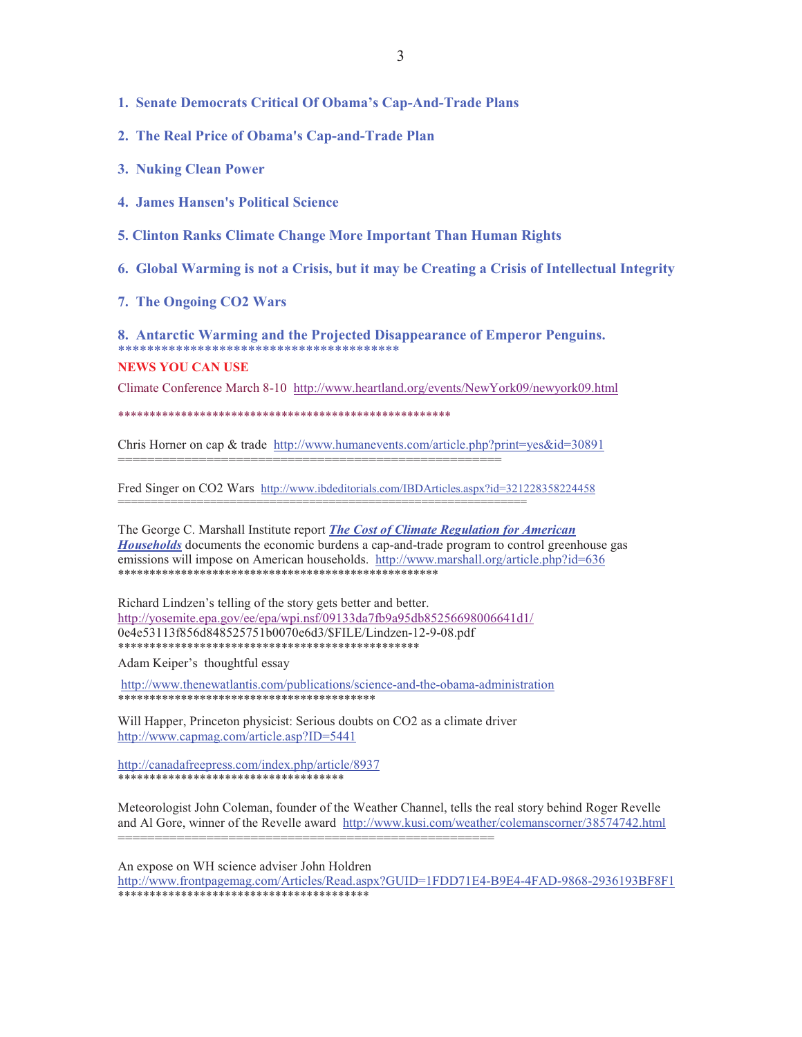1. **Senate Democrats Critical Of Obama's Cap-And-Trade Plans**

2. **The Real Price of Obama's Cap-and-Trade Plan**

3. **Nuking Clean Power**

4. **James Hansen's Political Science**

5. **Clinton Ranks Climate Change More Important Than Human Rights**

6. **Global Warming is not a Crisis, but it may be Creating a Crisis of Intellectual Integrity**

7. **The Ongoing CO2 Wars**

8. **Antarctic Warming and the Projected Disappearance of Emperor Penguins.**

****************************************

**NEWS YOU CAN USE**

Climate Conference March 8-10 http://www.heartland.org/events/NewYork09/newyork09.html

****************************************************

Chris Horner on cap & trade http://www.humanevents.com/article.php?print=yes&id=30891

======================================================

Fred Singer on CO2 Wars http://www.ibdeditorials.com/IBDArticles.aspx?id=321228358224458

==============================================================

The George C. Marshall Institute report ***The Cost of Climate Regulation for American Households*** documents the economic burdens a cap-and-trade program to control greenhouse gas emissions will impose on American households. http://www.marshall.org/article.php?id=636

****************************************************

Richard Lindzen's telling of the story gets better and better.
http://yosemite.epa.gov/ee/epa/wpi.nsf/09133da7fb9a95db85256698006641d1/
0e4e53113f856d848525751b0070e6d3/$FILE/Lindzen-12-9-08.pdf

************************************************

Adam Keiper's thoughtful essay

http://www.thenewatlantis.com/publications/science-and-the-obama-administration

*****************************************

Will Happer, Princeton physicist: Serious doubts on CO2 as a climate driver
http://www.capmag.com/article.asp?ID=5441

http://canadafreepress.com/index.php/article/8937

************************************

Meteorologist John Coleman, founder of the Weather Channel, tells the real story behind Roger Revelle and Al Gore, winner of the Revelle award http://www.kusi.com/weather/colemanscorner/38574742.html

======================================================

An expose on WH science adviser John Holdren
http://www.frontpagemag.com/Articles/Read.aspx?GUID=1FDD71E4-B9E4-4FAD-9868-2936193BF8F1

****************************************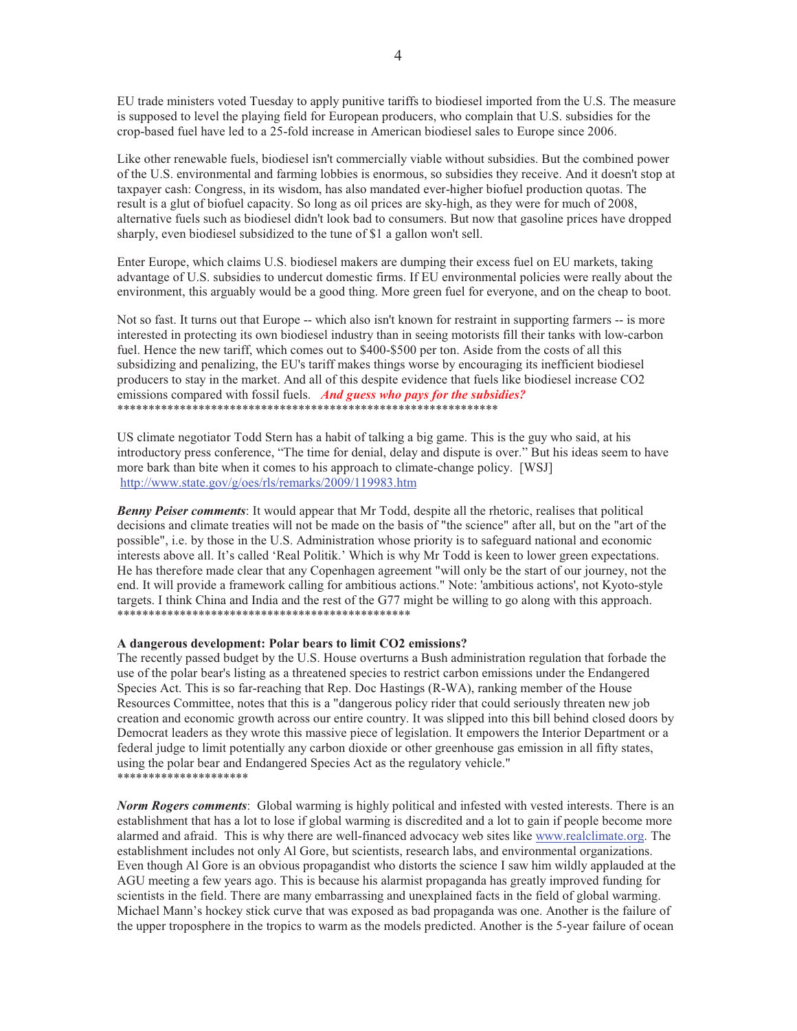EU trade ministers voted Tuesday to apply punitive tariffs to biodiesel imported from the U.S. The measure is supposed to level the playing field for European producers, who complain that U.S. subsidies for the crop-based fuel have led to a 25-fold increase in American biodiesel sales to Europe since 2006.

Like other renewable fuels, biodiesel isn't commercially viable without subsidies. But the combined power of the U.S. environmental and farming lobbies is enormous, so subsidies they receive. And it doesn't stop at taxpayer cash: Congress, in its wisdom, has also mandated ever-higher biofuel production quotas. The result is a glut of biofuel capacity. So long as oil prices are sky-high, as they were for much of 2008, alternative fuels such as biodiesel didn't look bad to consumers. But now that gasoline prices have dropped sharply, even biodiesel subsidized to the tune of $1 a gallon won't sell.

Enter Europe, which claims U.S. biodiesel makers are dumping their excess fuel on EU markets, taking advantage of U.S. subsidies to undercut domestic firms. If EU environmental policies were really about the environment, this arguably would be a good thing. More green fuel for everyone, and on the cheap to boot.

Not so fast. It turns out that Europe -- which also isn't known for restraint in supporting farmers -- is more interested in protecting its own biodiesel industry than in seeing motorists fill their tanks with low-carbon fuel. Hence the new tariff, which comes out to $400-$500 per ton. Aside from the costs of all this subsidizing and penalizing, the EU's tariff makes things worse by encouraging its inefficient biodiesel producers to stay in the market. And all of this despite evidence that fuels like biodiesel increase $CO_2$ emissions compared with fossil fuels. ***And guess who pays for the subsidies?***

*************************************************************

US climate negotiator Todd Stern has a habit of talking a big game. This is the guy who said, at his introductory press conference, "The time for denial, delay and dispute is over." But his ideas seem to have more bark than bite when it comes to his approach to climate-change policy. [WSJ]
http://www.state.gov/g/oes/rls/remarks/2009/119983.htm

***Benny Peiser comments***: It would appear that Mr Todd, despite all the rhetoric, realises that political decisions and climate treaties will not be made on the basis of "the science" after all, but on the "art of the possible", i.e. by those in the U.S. Administration whose priority is to safeguard national and economic interests above all. It's called 'Real Politik.' Which is why Mr Todd is keen to lower green expectations. He has therefore made clear that any Copenhagen agreement "will only be the start of our journey, not the end. It will provide a framework calling for ambitious actions." Note: 'ambitious actions', not Kyoto-style targets. I think China and India and the rest of the G77 might be willing to go along with this approach.

***********************************************

**A dangerous development: Polar bears to limit CO2 emissions?**

The recently passed budget by the U.S. House overturns a Bush administration regulation that forbade the use of the polar bear's listing as a threatened species to restrict carbon emissions under the Endangered Species Act. This is so far-reaching that Rep. Doc Hastings (R-WA), ranking member of the House Resources Committee, notes that this is a "dangerous policy rider that could seriously threaten new job creation and economic growth across our entire country. It was slipped into this bill behind closed doors by Democrat leaders as they wrote this massive piece of legislation. It empowers the Interior Department or a federal judge to limit potentially any carbon dioxide or other greenhouse gas emission in all fifty states, using the polar bear and Endangered Species Act as the regulatory vehicle."

********************

***Norm Rogers comments***: Global warming is highly political and infested with vested interests. There is an establishment that has a lot to lose if global warming is discredited and a lot to gain if people become more alarmed and afraid. This is why there are well-financed advocacy web sites like www.realclimate.org. The establishment includes not only Al Gore, but scientists, research labs, and environmental organizations. Even though Al Gore is an obvious propagandist who distorts the science I saw him wildly applauded at the AGU meeting a few years ago. This is because his alarmist propaganda has greatly improved funding for scientists in the field. There are many embarrassing and unexplained facts in the field of global warming. Michael Mann's hockey stick curve that was exposed as bad propaganda was one. Another is the failure of the upper troposphere in the tropics to warm as the models predicted. Another is the 5-year failure of ocean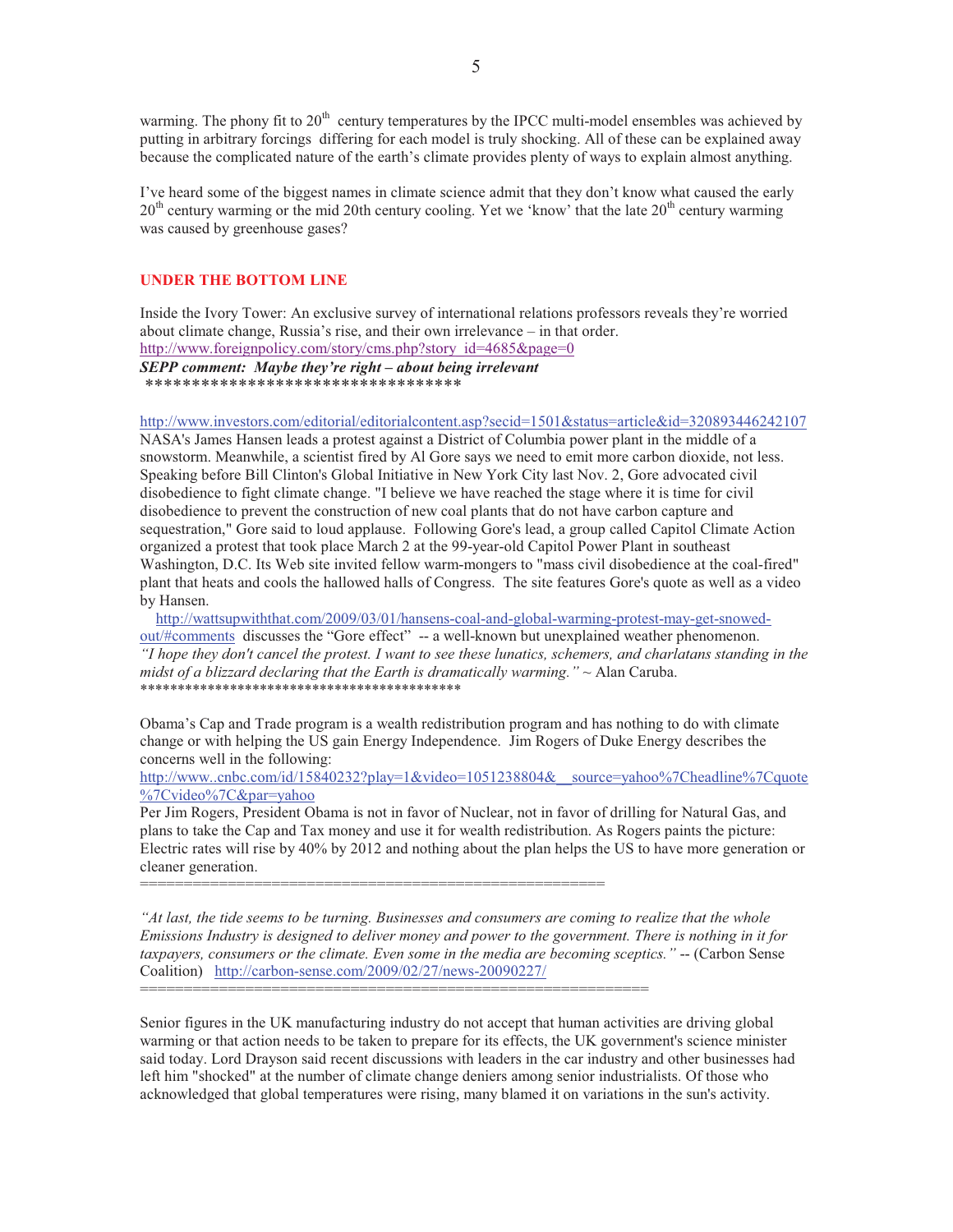warming. The phony fit to 20th century temperatures by the IPCC multi-model ensembles was achieved by putting in arbitrary forcings differing for each model is truly shocking. All of these can be explained away because the complicated nature of the earth's climate provides plenty of ways to explain almost anything.

I've heard some of the biggest names in climate science admit that they don't know what caused the early 20th century warming or the mid 20th century cooling. Yet we 'know' that the late 20th century warming was caused by greenhouse gases?

## UNDER THE BOTTOM LINE

Inside the Ivory Tower: An exclusive survey of international relations professors reveals they're worried about climate change, Russia's rise, and their own irrelevance – in that order.
http://www.foreignpolicy.com/story/cms.php?story_id=4685&page=0
***SEPP comment: Maybe they're right – about being irrelevant***
************************************

http://www.investors.com/editorial/editorialcontent.asp?secid=1501&status=article&id=320893446242107
NASA's James Hansen leads a protest against a District of Columbia power plant in the middle of a snowstorm. Meanwhile, a scientist fired by Al Gore says we need to emit more carbon dioxide, not less. Speaking before Bill Clinton's Global Initiative in New York City last Nov. 2, Gore advocated civil disobedience to fight climate change. "I believe we have reached the stage where it is time for civil disobedience to prevent the construction of new coal plants that do not have carbon capture and sequestration," Gore said to loud applause. Following Gore's lead, a group called Capitol Climate Action organized a protest that took place March 2 at the 99-year-old Capitol Power Plant in southeast Washington, D.C. Its Web site invited fellow warm-mongers to "mass civil disobedience at the coal-fired" plant that heats and cools the hallowed halls of Congress. The site features Gore's quote as well as a video by Hansen.
http://wattsupwiththat.com/2009/03/01/hansens-coal-and-global-warming-protest-may-get-snowed-out/#comments discusses the "Gore effect" -- a well-known but unexplained weather phenomenon.
*"I hope they don't cancel the protest. I want to see these lunatics, schemers, and charlatans standing in the midst of a blizzard declaring that the Earth is dramatically warming."* ~ Alan Caruba.
*******************************************

Obama's Cap and Trade program is a wealth redistribution program and has nothing to do with climate change or with helping the US gain Energy Independence. Jim Rogers of Duke Energy describes the concerns well in the following:
http://www..cnbc.com/id/15840232?play=1&video=1051238804&__source=yahoo%7Cheadline%7Cquote%7Cvideo%7C&par=yahoo
Per Jim Rogers, President Obama is not in favor of Nuclear, not in favor of drilling for Natural Gas, and plans to take the Cap and Tax money and use it for wealth redistribution. As Rogers paints the picture: Electric rates will rise by 40% by 2012 and nothing about the plan helps the US to have more generation or cleaner generation.
=======================================================

*"At last, the tide seems to be turning. Businesses and consumers are coming to realize that the whole Emissions Industry is designed to deliver money and power to the government. There is nothing in it for taxpayers, consumers or the climate. Even some in the media are becoming sceptics."* -- (Carbon Sense Coalition) http://carbon-sense.com/2009/02/27/news-20090227/
============================================================

Senior figures in the UK manufacturing industry do not accept that human activities are driving global warming or that action needs to be taken to prepare for its effects, the UK government's science minister said today. Lord Drayson said recent discussions with leaders in the car industry and other businesses had left him "shocked" at the number of climate change deniers among senior industrialists. Of those who acknowledged that global temperatures were rising, many blamed it on variations in the sun's activity.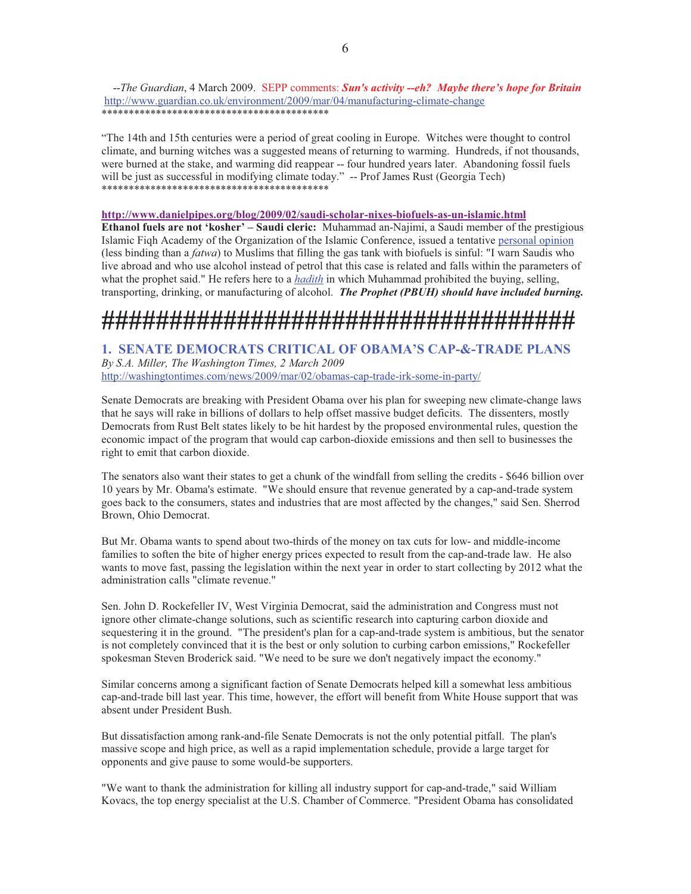--*The Guardian*, 4 March 2009. SEPP comments: ***Sun's activity --eh? Maybe there's hope for Britain***
http://www.guardian.co.uk/environment/2009/mar/04/manufacturing-climate-change
******************************************

"The 14th and 15th centuries were a period of great cooling in Europe. Witches were thought to control climate, and burning witches was a suggested means of returning to warming. Hundreds, if not thousands, were burned at the stake, and warming did reappear -- four hundred years later. Abandoning fossil fuels will be just as successful in modifying climate today." -- Prof James Rust (Georgia Tech)
******************************************

**http://www.danielpipes.org/blog/2009/02/saudi-scholar-nixes-biofuels-as-un-islamic.html**
**Ethanol fuels are not 'kosher' – Saudi cleric:** Muhammad an-Najimi, a Saudi member of the prestigious Islamic Fiqh Academy of the Organization of the Islamic Conference, issued a tentative personal opinion (less binding than a *fatwa*) to Muslims that filling the gas tank with biofuels is sinful: "I warn Saudis who live abroad and who use alcohol instead of petrol that this case is related and falls within the parameters of what the prophet said." He refers here to a *hadith* in which Muhammad prohibited the buying, selling, transporting, drinking, or manufacturing of alcohol. ***The Prophet (PBUH) should have included burning.***

########################################

## 1. SENATE DEMOCRATS CRITICAL OF OBAMA'S CAP-&-TRADE PLANS

*By S.A. Miller, The Washington Times, 2 March 2009*
http://washingtontimes.com/news/2009/mar/02/obamas-cap-trade-irk-some-in-party/

Senate Democrats are breaking with President Obama over his plan for sweeping new climate-change laws that he says will rake in billions of dollars to help offset massive budget deficits. The dissenters, mostly Democrats from Rust Belt states likely to be hit hardest by the proposed environmental rules, question the economic impact of the program that would cap carbon-dioxide emissions and then sell to businesses the right to emit that carbon dioxide.

The senators also want their states to get a chunk of the windfall from selling the credits - $646 billion over 10 years by Mr. Obama's estimate. "We should ensure that revenue generated by a cap-and-trade system goes back to the consumers, states and industries that are most affected by the changes," said Sen. Sherrod Brown, Ohio Democrat.

But Mr. Obama wants to spend about two-thirds of the money on tax cuts for low- and middle-income families to soften the bite of higher energy prices expected to result from the cap-and-trade law. He also wants to move fast, passing the legislation within the next year in order to start collecting by 2012 what the administration calls "climate revenue."

Sen. John D. Rockefeller IV, West Virginia Democrat, said the administration and Congress must not ignore other climate-change solutions, such as scientific research into capturing carbon dioxide and sequestering it in the ground. "The president's plan for a cap-and-trade system is ambitious, but the senator is not completely convinced that it is the best or only solution to curbing carbon emissions," Rockefeller spokesman Steven Broderick said. "We need to be sure we don't negatively impact the economy."

Similar concerns among a significant faction of Senate Democrats helped kill a somewhat less ambitious cap-and-trade bill last year. This time, however, the effort will benefit from White House support that was absent under President Bush.

But dissatisfaction among rank-and-file Senate Democrats is not the only potential pitfall. The plan's massive scope and high price, as well as a rapid implementation schedule, provide a large target for opponents and give pause to some would-be supporters.

"We want to thank the administration for killing all industry support for cap-and-trade," said William Kovacs, the top energy specialist at the U.S. Chamber of Commerce. "President Obama has consolidated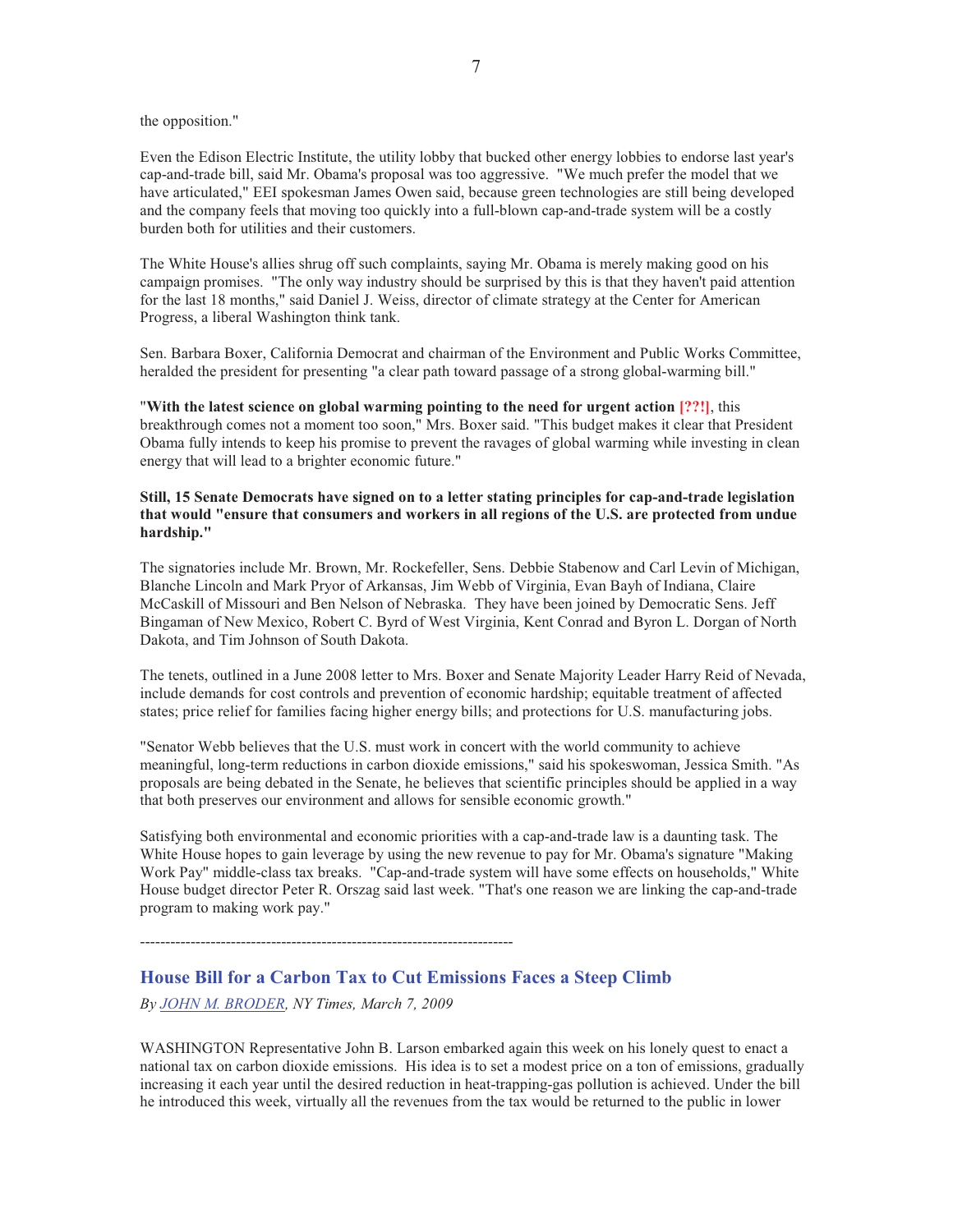the opposition."

Even the Edison Electric Institute, the utility lobby that bucked other energy lobbies to endorse last year's cap-and-trade bill, said Mr. Obama's proposal was too aggressive. "We much prefer the model that we have articulated," EEI spokesman James Owen said, because green technologies are still being developed and the company feels that moving too quickly into a full-blown cap-and-trade system will be a costly burden both for utilities and their customers.

The White House's allies shrug off such complaints, saying Mr. Obama is merely making good on his campaign promises. "The only way industry should be surprised by this is that they haven't paid attention for the last 18 months," said Daniel J. Weiss, director of climate strategy at the Center for American Progress, a liberal Washington think tank.

Sen. Barbara Boxer, California Democrat and chairman of the Environment and Public Works Committee, heralded the president for presenting "a clear path toward passage of a strong global-warming bill."

"**With the latest science on global warming pointing to the need for urgent action** **[??!]**, this breakthrough comes not a moment too soon," Mrs. Boxer said. "This budget makes it clear that President Obama fully intends to keep his promise to prevent the ravages of global warming while investing in clean energy that will lead to a brighter economic future."

**Still, 15 Senate Democrats have signed on to a letter stating principles for cap-and-trade legislation that would "ensure that consumers and workers in all regions of the U.S. are protected from undue hardship."**

The signatories include Mr. Brown, Mr. Rockefeller, Sens. Debbie Stabenow and Carl Levin of Michigan, Blanche Lincoln and Mark Pryor of Arkansas, Jim Webb of Virginia, Evan Bayh of Indiana, Claire McCaskill of Missouri and Ben Nelson of Nebraska. They have been joined by Democratic Sens. Jeff Bingaman of New Mexico, Robert C. Byrd of West Virginia, Kent Conrad and Byron L. Dorgan of North Dakota, and Tim Johnson of South Dakota.

The tenets, outlined in a June 2008 letter to Mrs. Boxer and Senate Majority Leader Harry Reid of Nevada, include demands for cost controls and prevention of economic hardship; equitable treatment of affected states; price relief for families facing higher energy bills; and protections for U.S. manufacturing jobs.

"Senator Webb believes that the U.S. must work in concert with the world community to achieve meaningful, long-term reductions in carbon dioxide emissions," said his spokeswoman, Jessica Smith. "As proposals are being debated in the Senate, he believes that scientific principles should be applied in a way that both preserves our environment and allows for sensible economic growth."

Satisfying both environmental and economic priorities with a cap-and-trade law is a daunting task. The White House hopes to gain leverage by using the new revenue to pay for Mr. Obama's signature "Making Work Pay" middle-class tax breaks. "Cap-and-trade system will have some effects on households," White House budget director Peter R. Orszag said last week. "That's one reason we are linking the cap-and-trade program to making work pay."

---------------------------------------------------------------------------

## House Bill for a Carbon Tax to Cut Emissions Faces a Steep Climb

*By JOHN M. BRODER, NY Times, March 7, 2009*

WASHINGTON Representative John B. Larson embarked again this week on his lonely quest to enact a national tax on carbon dioxide emissions. His idea is to set a modest price on a ton of emissions, gradually increasing it each year until the desired reduction in heat-trapping-gas pollution is achieved. Under the bill he introduced this week, virtually all the revenues from the tax would be returned to the public in lower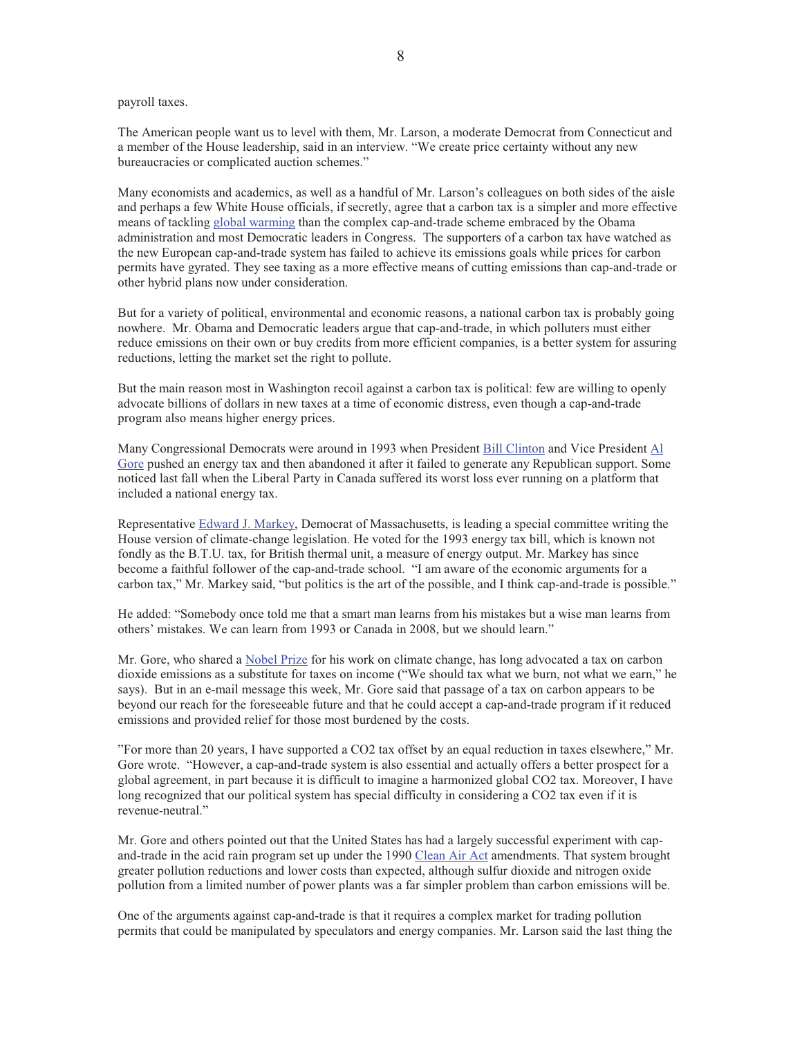payroll taxes.

The American people want us to level with them, Mr. Larson, a moderate Democrat from Connecticut and a member of the House leadership, said in an interview. "We create price certainty without any new bureaucracies or complicated auction schemes."

Many economists and academics, as well as a handful of Mr. Larson's colleagues on both sides of the aisle and perhaps a few White House officials, if secretly, agree that a carbon tax is a simpler and more effective means of tackling global warming than the complex cap-and-trade scheme embraced by the Obama administration and most Democratic leaders in Congress. The supporters of a carbon tax have watched as the new European cap-and-trade system has failed to achieve its emissions goals while prices for carbon permits have gyrated. They see taxing as a more effective means of cutting emissions than cap-and-trade or other hybrid plans now under consideration.

But for a variety of political, environmental and economic reasons, a national carbon tax is probably going nowhere. Mr. Obama and Democratic leaders argue that cap-and-trade, in which polluters must either reduce emissions on their own or buy credits from more efficient companies, is a better system for assuring reductions, letting the market set the right to pollute.

But the main reason most in Washington recoil against a carbon tax is political: few are willing to openly advocate billions of dollars in new taxes at a time of economic distress, even though a cap-and-trade program also means higher energy prices.

Many Congressional Democrats were around in 1993 when President Bill Clinton and Vice President Al Gore pushed an energy tax and then abandoned it after it failed to generate any Republican support. Some noticed last fall when the Liberal Party in Canada suffered its worst loss ever running on a platform that included a national energy tax.

Representative Edward J. Markey, Democrat of Massachusetts, is leading a special committee writing the House version of climate-change legislation. He voted for the 1993 energy tax bill, which is known not fondly as the B.T.U. tax, for British thermal unit, a measure of energy output. Mr. Markey has since become a faithful follower of the cap-and-trade school. "I am aware of the economic arguments for a carbon tax," Mr. Markey said, "but politics is the art of the possible, and I think cap-and-trade is possible."

He added: "Somebody once told me that a smart man learns from his mistakes but a wise man learns from others' mistakes. We can learn from 1993 or Canada in 2008, but we should learn."

Mr. Gore, who shared a Nobel Prize for his work on climate change, has long advocated a tax on carbon dioxide emissions as a substitute for taxes on income ("We should tax what we burn, not what we earn," he says). But in an e-mail message this week, Mr. Gore said that passage of a tax on carbon appears to be beyond our reach for the foreseeable future and that he could accept a cap-and-trade program if it reduced emissions and provided relief for those most burdened by the costs.

"For more than 20 years, I have supported a $CO_2$ tax offset by an equal reduction in taxes elsewhere," Mr. Gore wrote. "However, a cap-and-trade system is also essential and actually offers a better prospect for a global agreement, in part because it is difficult to imagine a harmonized global $CO_2$ tax. Moreover, I have long recognized that our political system has special difficulty in considering a $CO_2$ tax even if it is revenue-neutral."

Mr. Gore and others pointed out that the United States has had a largely successful experiment with cap-and-trade in the acid rain program set up under the 1990 Clean Air Act amendments. That system brought greater pollution reductions and lower costs than expected, although sulfur dioxide and nitrogen oxide pollution from a limited number of power plants was a far simpler problem than carbon emissions will be.

One of the arguments against cap-and-trade is that it requires a complex market for trading pollution permits that could be manipulated by speculators and energy companies. Mr. Larson said the last thing the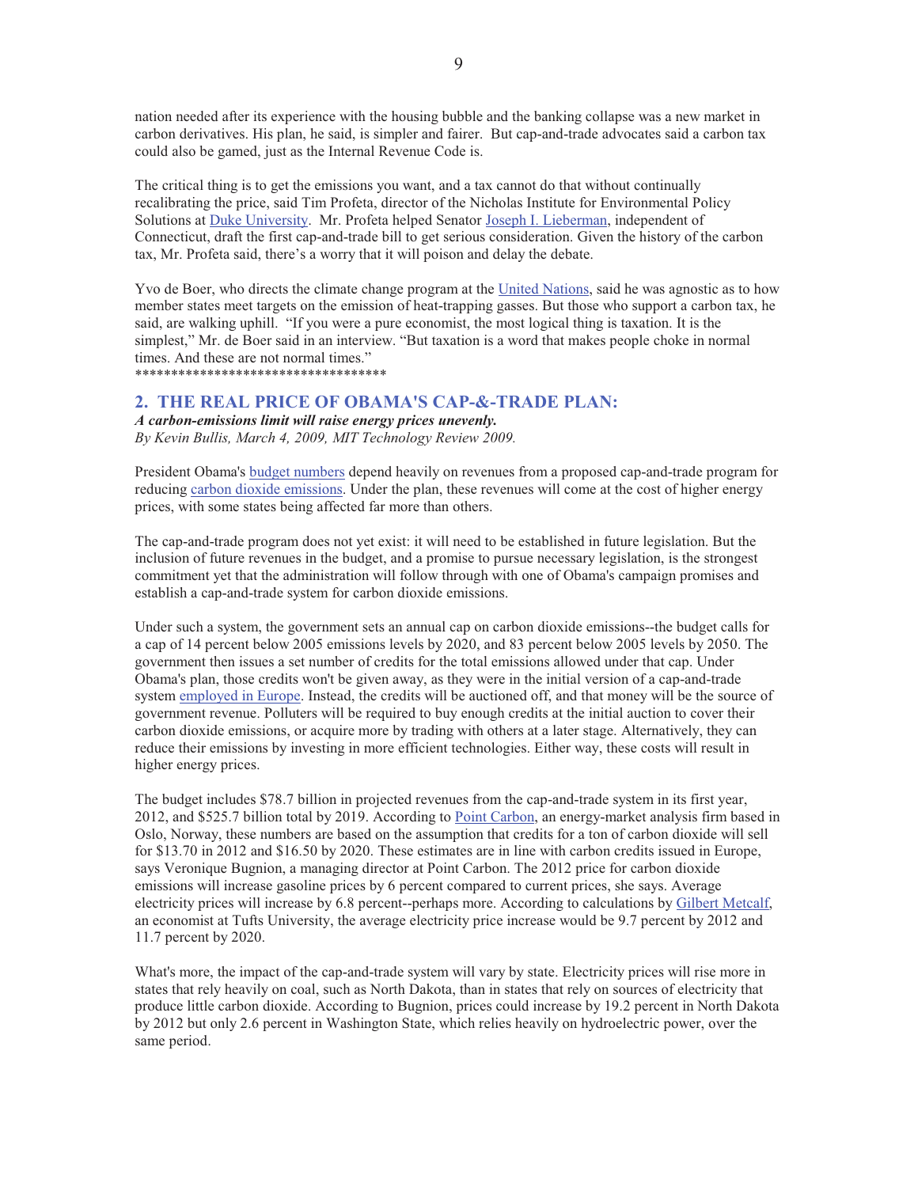nation needed after its experience with the housing bubble and the banking collapse was a new market in carbon derivatives. His plan, he said, is simpler and fairer. But cap-and-trade advocates said a carbon tax could also be gamed, just as the Internal Revenue Code is.

The critical thing is to get the emissions you want, and a tax cannot do that without continually recalibrating the price, said Tim Profeta, director of the Nicholas Institute for Environmental Policy Solutions at Duke University. Mr. Profeta helped Senator Joseph I. Lieberman, independent of Connecticut, draft the first cap-and-trade bill to get serious consideration. Given the history of the carbon tax, Mr. Profeta said, there's a worry that it will poison and delay the debate.

Yvo de Boer, who directs the climate change program at the United Nations, said he was agnostic as to how member states meet targets on the emission of heat-trapping gasses. But those who support a carbon tax, he said, are walking uphill. "If you were a pure economist, the most logical thing is taxation. It is the simplest," Mr. de Boer said in an interview. "But taxation is a word that makes people choke in normal times. And these are not normal times."
***********************************

## 2. THE REAL PRICE OF OBAMA'S CAP-&-TRADE PLAN:

***A carbon-emissions limit will raise energy prices unevenly.***
*By Kevin Bullis, March 4, 2009, MIT Technology Review 2009.*

President Obama's budget numbers depend heavily on revenues from a proposed cap-and-trade program for reducing carbon dioxide emissions. Under the plan, these revenues will come at the cost of higher energy prices, with some states being affected far more than others.

The cap-and-trade program does not yet exist: it will need to be established in future legislation. But the inclusion of future revenues in the budget, and a promise to pursue necessary legislation, is the strongest commitment yet that the administration will follow through with one of Obama's campaign promises and establish a cap-and-trade system for carbon dioxide emissions.

Under such a system, the government sets an annual cap on carbon dioxide emissions--the budget calls for a cap of 14 percent below 2005 emissions levels by 2020, and 83 percent below 2005 levels by 2050. The government then issues a set number of credits for the total emissions allowed under that cap. Under Obama's plan, those credits won't be given away, as they were in the initial version of a cap-and-trade system employed in Europe. Instead, the credits will be auctioned off, and that money will be the source of government revenue. Polluters will be required to buy enough credits at the initial auction to cover their carbon dioxide emissions, or acquire more by trading with others at a later stage. Alternatively, they can reduce their emissions by investing in more efficient technologies. Either way, these costs will result in higher energy prices.

The budget includes $78.7 billion in projected revenues from the cap-and-trade system in its first year, 2012, and $525.7 billion total by 2019. According to Point Carbon, an energy-market analysis firm based in Oslo, Norway, these numbers are based on the assumption that credits for a ton of carbon dioxide will sell for $13.70 in 2012 and $16.50 by 2020. These estimates are in line with carbon credits issued in Europe, says Veronique Bugnion, a managing director at Point Carbon. The 2012 price for carbon dioxide emissions will increase gasoline prices by 6 percent compared to current prices, she says. Average electricity prices will increase by 6.8 percent--perhaps more. According to calculations by Gilbert Metcalf, an economist at Tufts University, the average electricity price increase would be 9.7 percent by 2012 and 11.7 percent by 2020.

What's more, the impact of the cap-and-trade system will vary by state. Electricity prices will rise more in states that rely heavily on coal, such as North Dakota, than in states that rely on sources of electricity that produce little carbon dioxide. According to Bugnion, prices could increase by 19.2 percent in North Dakota by 2012 but only 2.6 percent in Washington State, which relies heavily on hydroelectric power, over the same period.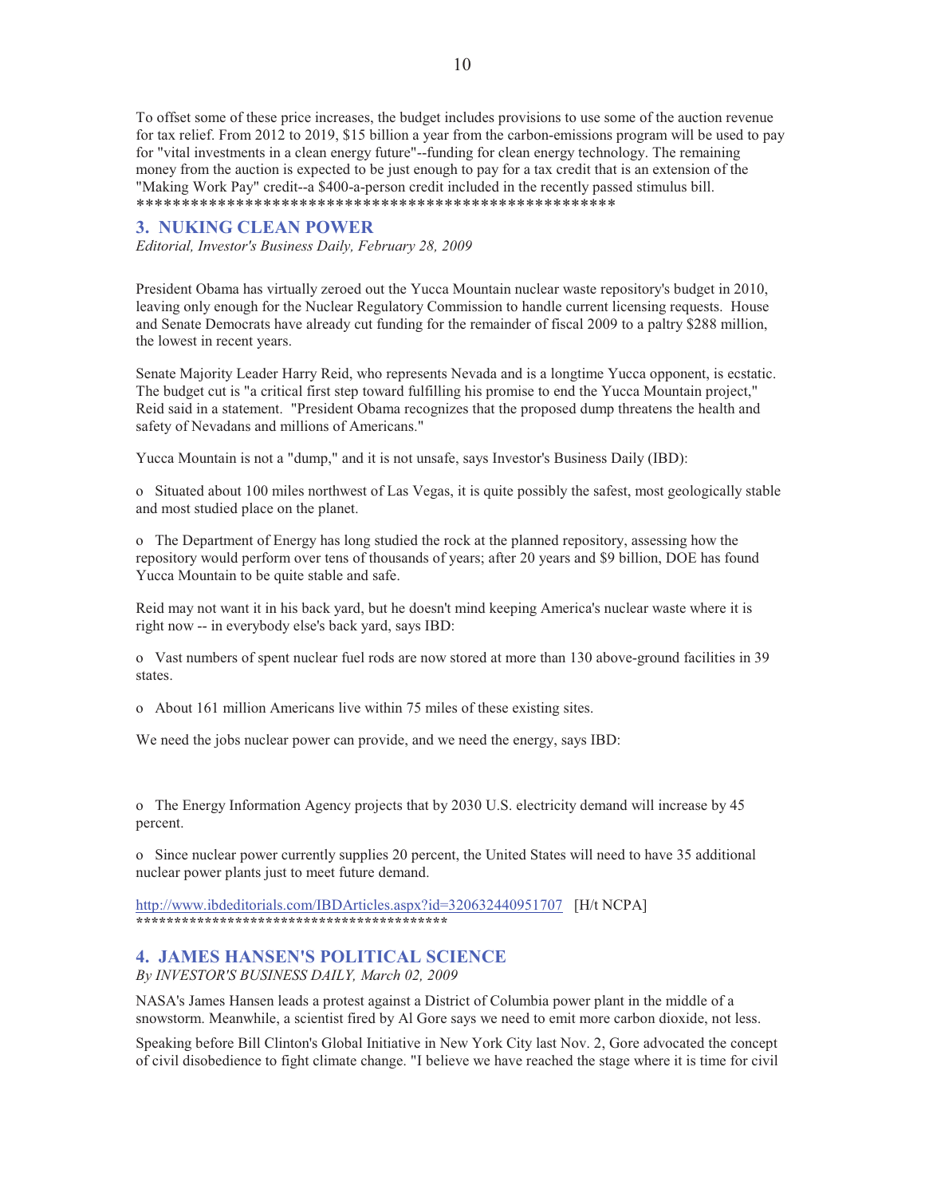To offset some of these price increases, the budget includes provisions to use some of the auction revenue for tax relief. From 2012 to 2019, $15 billion a year from the carbon-emissions program will be used to pay for "vital investments in a clean energy future"--funding for clean energy technology. The remaining money from the auction is expected to be just enough to pay for a tax credit that is an extension of the "Making Work Pay" credit--a $400-a-person credit included in the recently passed stimulus bill.
*****************************************************

## 3. NUKING CLEAN POWER

*Editorial, Investor's Business Daily, February 28, 2009*

President Obama has virtually zeroed out the Yucca Mountain nuclear waste repository's budget in 2010, leaving only enough for the Nuclear Regulatory Commission to handle current licensing requests. House and Senate Democrats have already cut funding for the remainder of fiscal 2009 to a paltry $288 million, the lowest in recent years.

Senate Majority Leader Harry Reid, who represents Nevada and is a longtime Yucca opponent, is ecstatic. The budget cut is "a critical first step toward fulfilling his promise to end the Yucca Mountain project," Reid said in a statement. "President Obama recognizes that the proposed dump threatens the health and safety of Nevadans and millions of Americans."

Yucca Mountain is not a "dump," and it is not unsafe, says Investor's Business Daily (IBD):

o Situated about 100 miles northwest of Las Vegas, it is quite possibly the safest, most geologically stable and most studied place on the planet.

o The Department of Energy has long studied the rock at the planned repository, assessing how the repository would perform over tens of thousands of years; after 20 years and $9 billion, DOE has found Yucca Mountain to be quite stable and safe.

Reid may not want it in his back yard, but he doesn't mind keeping America's nuclear waste where it is right now -- in everybody else's back yard, says IBD:

o Vast numbers of spent nuclear fuel rods are now stored at more than 130 above-ground facilities in 39 states.

o About 161 million Americans live within 75 miles of these existing sites.

We need the jobs nuclear power can provide, and we need the energy, says IBD:

o The Energy Information Agency projects that by 2030 U.S. electricity demand will increase by 45 percent.

o Since nuclear power currently supplies 20 percent, the United States will need to have 35 additional nuclear power plants just to meet future demand.

http://www.ibdeditorials.com/IBDArticles.aspx?id=320632440951707 [H/t NCPA]
*****************************************

## 4. JAMES HANSEN'S POLITICAL SCIENCE

*By INVESTOR'S BUSINESS DAILY, March 02, 2009*

NASA's James Hansen leads a protest against a District of Columbia power plant in the middle of a snowstorm. Meanwhile, a scientist fired by Al Gore says we need to emit more carbon dioxide, not less.

Speaking before Bill Clinton's Global Initiative in New York City last Nov. 2, Gore advocated the concept of civil disobedience to fight climate change. "I believe we have reached the stage where it is time for civil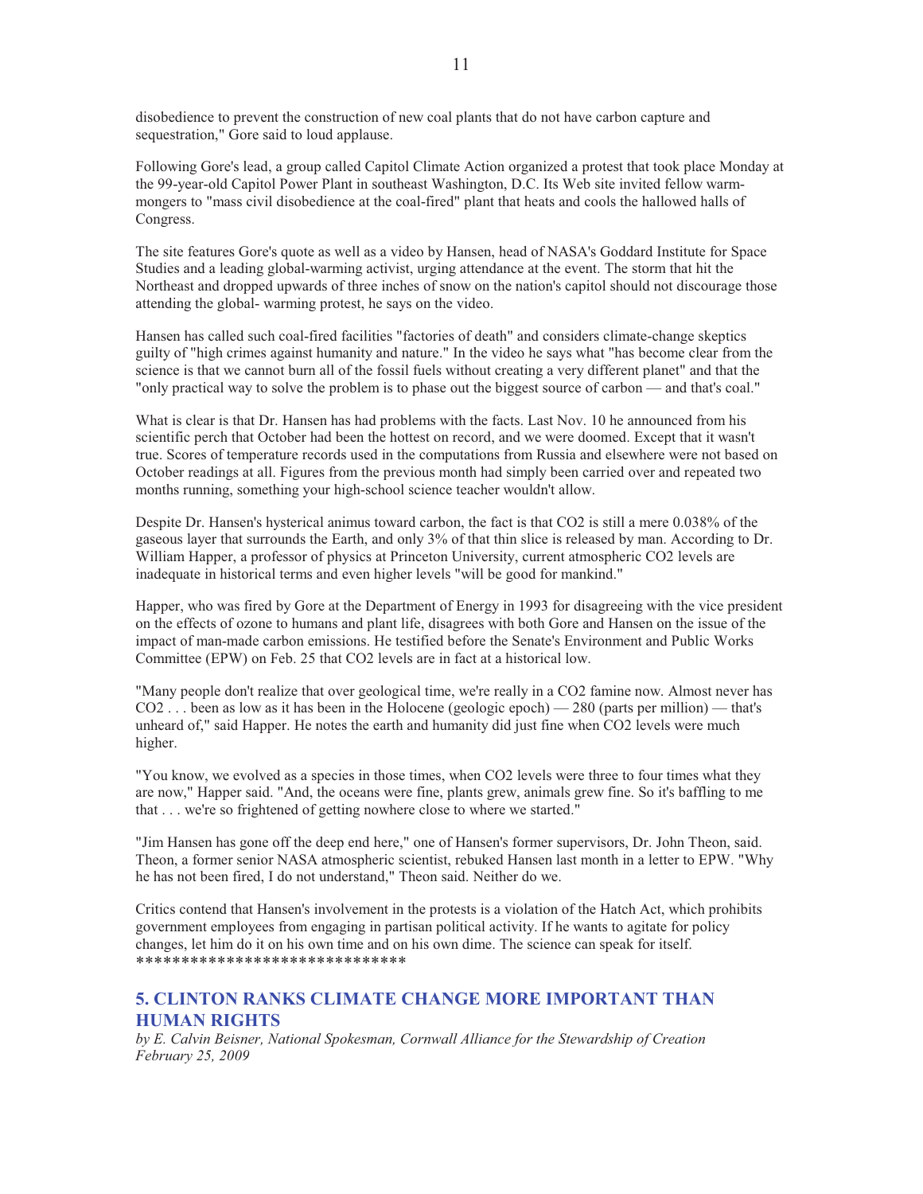disobedience to prevent the construction of new coal plants that do not have carbon capture and sequestration," Gore said to loud applause.

Following Gore's lead, a group called Capitol Climate Action organized a protest that took place Monday at the 99-year-old Capitol Power Plant in southeast Washington, D.C. Its Web site invited fellow warm-mongers to "mass civil disobedience at the coal-fired" plant that heats and cools the hallowed halls of Congress.

The site features Gore's quote as well as a video by Hansen, head of NASA's Goddard Institute for Space Studies and a leading global-warming activist, urging attendance at the event. The storm that hit the Northeast and dropped upwards of three inches of snow on the nation's capitol should not discourage those attending the global- warming protest, he says on the video.

Hansen has called such coal-fired facilities "factories of death" and considers climate-change skeptics guilty of "high crimes against humanity and nature." In the video he says what "has become clear from the science is that we cannot burn all of the fossil fuels without creating a very different planet" and that the "only practical way to solve the problem is to phase out the biggest source of carbon — and that's coal."

What is clear is that Dr. Hansen has had problems with the facts. Last Nov. 10 he announced from his scientific perch that October had been the hottest on record, and we were doomed. Except that it wasn't true. Scores of temperature records used in the computations from Russia and elsewhere were not based on October readings at all. Figures from the previous month had simply been carried over and repeated two months running, something your high-school science teacher wouldn't allow.

Despite Dr. Hansen's hysterical animus toward carbon, the fact is that $CO_2$ is still a mere 0.038% of the gaseous layer that surrounds the Earth, and only 3% of that thin slice is released by man. According to Dr. William Happer, a professor of physics at Princeton University, current atmospheric $CO_2$ levels are inadequate in historical terms and even higher levels "will be good for mankind."

Happer, who was fired by Gore at the Department of Energy in 1993 for disagreeing with the vice president on the effects of ozone to humans and plant life, disagrees with both Gore and Hansen on the issue of the impact of man-made carbon emissions. He testified before the Senate's Environment and Public Works Committee (EPW) on Feb. 25 that $CO_2$ levels are in fact at a historical low.

"Many people don't realize that over geological time, we're really in a $CO_2$ famine now. Almost never has $CO_2$ . . . been as low as it has been in the Holocene (geologic epoch) — 280 (parts per million) — that's unheard of," said Happer. He notes the earth and humanity did just fine when $CO_2$ levels were much higher.

"You know, we evolved as a species in those times, when $CO_2$ levels were three to four times what they are now," Happer said. "And, the oceans were fine, plants grew, animals grew fine. So it's baffling to me that . . . we're so frightened of getting nowhere close to where we started."

"Jim Hansen has gone off the deep end here," one of Hansen's former supervisors, Dr. John Theon, said. Theon, a former senior NASA atmospheric scientist, rebuked Hansen last month in a letter to EPW. "Why he has not been fired, I do not understand," Theon said. Neither do we.

Critics contend that Hansen's involvement in the protests is a violation of the Hatch Act, which prohibits government employees from engaging in partisan political activity. If he wants to agitate for policy changes, let him do it on his own time and on his own dime. The science can speak for itself.
******************************

## 5. CLINTON RANKS CLIMATE CHANGE MORE IMPORTANT THAN HUMAN RIGHTS

*by E. Calvin Beisner, National Spokesman, Cornwall Alliance for the Stewardship of Creation*
*February 25, 2009*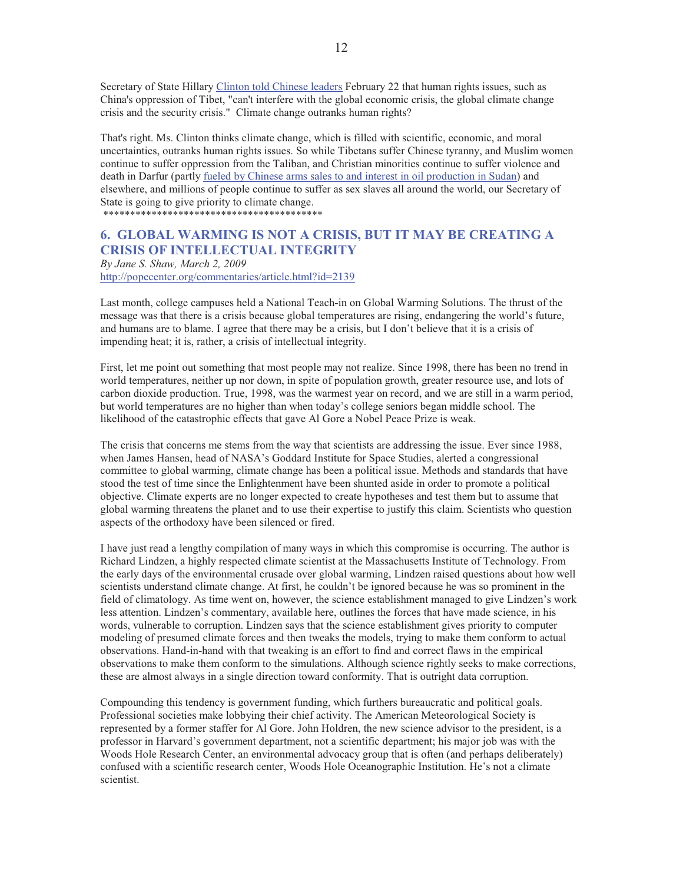Secretary of State Hillary Clinton told Chinese leaders February 22 that human rights issues, such as China's oppression of Tibet, "can't interfere with the global economic crisis, the global climate change crisis and the security crisis." Climate change outranks human rights?

That's right. Ms. Clinton thinks climate change, which is filled with scientific, economic, and moral uncertainties, outranks human rights issues. So while Tibetans suffer Chinese tyranny, and Muslim women continue to suffer oppression from the Taliban, and Christian minorities continue to suffer violence and death in Darfur (partly fueled by Chinese arms sales to and interest in oil production in Sudan) and elsewhere, and millions of people continue to suffer as sex slaves all around the world, our Secretary of State is going to give priority to climate change.

\*\*\*\*\*\*\*\*\*\*\*\*\*\*\*\*\*\*\*\*\*\*\*\*\*\*\*\*\*\*\*\*\*\*\*\*\*\*\*\*\*\*\*

## 6. GLOBAL WARMING IS NOT A CRISIS, BUT IT MAY BE CREATING A CRISIS OF INTELLECTUAL INTEGRITY

*By Jane S. Shaw, March 2, 2009*
http://popecenter.org/commentaries/article.html?id=2139

Last month, college campuses held a National Teach-in on Global Warming Solutions. The thrust of the message was that there is a crisis because global temperatures are rising, endangering the world's future, and humans are to blame. I agree that there may be a crisis, but I don't believe that it is a crisis of impending heat; it is, rather, a crisis of intellectual integrity.

First, let me point out something that most people may not realize. Since 1998, there has been no trend in world temperatures, neither up nor down, in spite of population growth, greater resource use, and lots of carbon dioxide production. True, 1998, was the warmest year on record, and we are still in a warm period, but world temperatures are no higher than when today's college seniors began middle school. The likelihood of the catastrophic effects that gave Al Gore a Nobel Peace Prize is weak.

The crisis that concerns me stems from the way that scientists are addressing the issue. Ever since 1988, when James Hansen, head of NASA's Goddard Institute for Space Studies, alerted a congressional committee to global warming, climate change has been a political issue. Methods and standards that have stood the test of time since the Enlightenment have been shunted aside in order to promote a political objective. Climate experts are no longer expected to create hypotheses and test them but to assume that global warming threatens the planet and to use their expertise to justify this claim. Scientists who question aspects of the orthodoxy have been silenced or fired.

I have just read a lengthy compilation of many ways in which this compromise is occurring. The author is Richard Lindzen, a highly respected climate scientist at the Massachusetts Institute of Technology. From the early days of the environmental crusade over global warming, Lindzen raised questions about how well scientists understand climate change. At first, he couldn't be ignored because he was so prominent in the field of climatology. As time went on, however, the science establishment managed to give Lindzen's work less attention. Lindzen's commentary, available here, outlines the forces that have made science, in his words, vulnerable to corruption. Lindzen says that the science establishment gives priority to computer modeling of presumed climate forces and then tweaks the models, trying to make them conform to actual observations. Hand-in-hand with that tweaking is an effort to find and correct flaws in the empirical observations to make them conform to the simulations. Although science rightly seeks to make corrections, these are almost always in a single direction toward conformity. That is outright data corruption.

Compounding this tendency is government funding, which furthers bureaucratic and political goals. Professional societies make lobbying their chief activity. The American Meteorological Society is represented by a former staffer for Al Gore. John Holdren, the new science advisor to the president, is a professor in Harvard's government department, not a scientific department; his major job was with the Woods Hole Research Center, an environmental advocacy group that is often (and perhaps deliberately) confused with a scientific research center, Woods Hole Oceanographic Institution. He's not a climate scientist.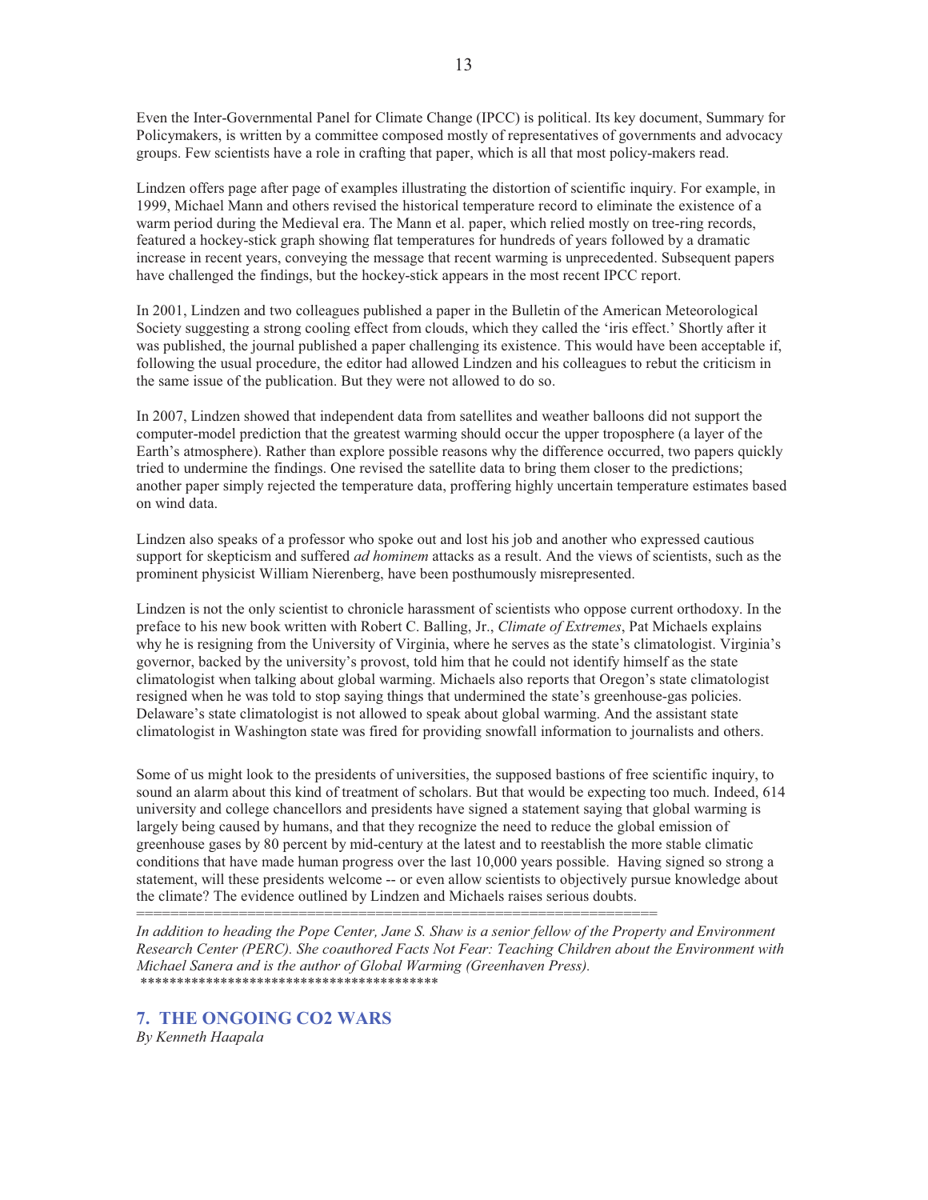Even the Inter-Governmental Panel for Climate Change (IPCC) is political. Its key document, Summary for Policymakers, is written by a committee composed mostly of representatives of governments and advocacy groups. Few scientists have a role in crafting that paper, which is all that most policy-makers read.

Lindzen offers page after page of examples illustrating the distortion of scientific inquiry. For example, in 1999, Michael Mann and others revised the historical temperature record to eliminate the existence of a warm period during the Medieval era. The Mann et al. paper, which relied mostly on tree-ring records, featured a hockey-stick graph showing flat temperatures for hundreds of years followed by a dramatic increase in recent years, conveying the message that recent warming is unprecedented. Subsequent papers have challenged the findings, but the hockey-stick appears in the most recent IPCC report.

In 2001, Lindzen and two colleagues published a paper in the Bulletin of the American Meteorological Society suggesting a strong cooling effect from clouds, which they called the 'iris effect.' Shortly after it was published, the journal published a paper challenging its existence. This would have been acceptable if, following the usual procedure, the editor had allowed Lindzen and his colleagues to rebut the criticism in the same issue of the publication. But they were not allowed to do so.

In 2007, Lindzen showed that independent data from satellites and weather balloons did not support the computer-model prediction that the greatest warming should occur the upper troposphere (a layer of the Earth's atmosphere). Rather than explore possible reasons why the difference occurred, two papers quickly tried to undermine the findings. One revised the satellite data to bring them closer to the predictions; another paper simply rejected the temperature data, proffering highly uncertain temperature estimates based on wind data.

Lindzen also speaks of a professor who spoke out and lost his job and another who expressed cautious support for skepticism and suffered *ad hominem* attacks as a result. And the views of scientists, such as the prominent physicist William Nierenberg, have been posthumously misrepresented.

Lindzen is not the only scientist to chronicle harassment of scientists who oppose current orthodoxy. In the preface to his new book written with Robert C. Balling, Jr., *Climate of Extremes*, Pat Michaels explains why he is resigning from the University of Virginia, where he serves as the state's climatologist. Virginia's governor, backed by the university's provost, told him that he could not identify himself as the state climatologist when talking about global warming. Michaels also reports that Oregon's state climatologist resigned when he was told to stop saying things that undermined the state's greenhouse-gas policies. Delaware's state climatologist is not allowed to speak about global warming. And the assistant state climatologist in Washington state was fired for providing snowfall information to journalists and others.

Some of us might look to the presidents of universities, the supposed bastions of free scientific inquiry, to sound an alarm about this kind of treatment of scholars. But that would be expecting too much. Indeed, 614 university and college chancellors and presidents have signed a statement saying that global warming is largely being caused by humans, and that they recognize the need to reduce the global emission of greenhouse gases by 80 percent by mid-century at the latest and to reestablish the more stable climatic conditions that have made human progress over the last 10,000 years possible. Having signed so strong a statement, will these presidents welcome -- or even allow scientists to objectively pursue knowledge about the climate? The evidence outlined by Lindzen and Michaels raises serious doubts.

=================================================================

*In addition to heading the Pope Center, Jane S. Shaw is a senior fellow of the Property and Environment Research Center (PERC). She coauthored Facts Not Fear: Teaching Children about the Environment with Michael Sanera and is the author of Global Warming (Greenhaven Press).*

******************************************

## 7. THE ONGOING CO2 WARS

*By Kenneth Haapala*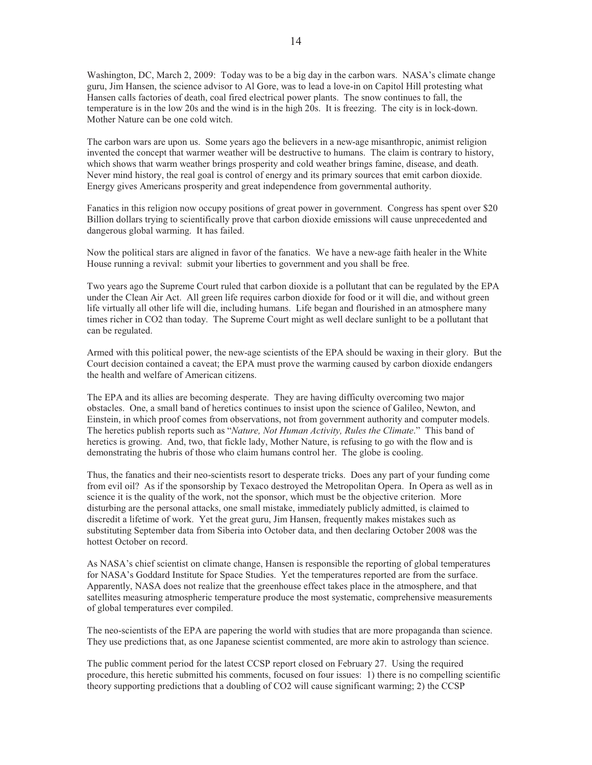Washington, DC, March 2, 2009: Today was to be a big day in the carbon wars. NASA's climate change guru, Jim Hansen, the science advisor to Al Gore, was to lead a love-in on Capitol Hill protesting what Hansen calls factories of death, coal fired electrical power plants. The snow continues to fall, the temperature is in the low 20s and the wind is in the high 20s. It is freezing. The city is in lock-down. Mother Nature can be one cold witch.

The carbon wars are upon us. Some years ago the believers in a new-age misanthropic, animist religion invented the concept that warmer weather will be destructive to humans. The claim is contrary to history, which shows that warm weather brings prosperity and cold weather brings famine, disease, and death. Never mind history, the real goal is control of energy and its primary sources that emit carbon dioxide. Energy gives Americans prosperity and great independence from governmental authority.

Fanatics in this religion now occupy positions of great power in government. Congress has spent over $20 Billion dollars trying to scientifically prove that carbon dioxide emissions will cause unprecedented and dangerous global warming. It has failed.

Now the political stars are aligned in favor of the fanatics. We have a new-age faith healer in the White House running a revival: submit your liberties to government and you shall be free.

Two years ago the Supreme Court ruled that carbon dioxide is a pollutant that can be regulated by the EPA under the Clean Air Act. All green life requires carbon dioxide for food or it will die, and without green life virtually all other life will die, including humans. Life began and flourished in an atmosphere many times richer in $CO_2$ than today. The Supreme Court might as well declare sunlight to be a pollutant that can be regulated.

Armed with this political power, the new-age scientists of the EPA should be waxing in their glory. But the Court decision contained a caveat; the EPA must prove the warming caused by carbon dioxide endangers the health and welfare of American citizens.

The EPA and its allies are becoming desperate. They are having difficulty overcoming two major obstacles. One, a small band of heretics continues to insist upon the science of Galileo, Newton, and Einstein, in which proof comes from observations, not from government authority and computer models. The heretics publish reports such as "*Nature, Not Human Activity, Rules the Climate*." This band of heretics is growing. And, two, that fickle lady, Mother Nature, is refusing to go with the flow and is demonstrating the hubris of those who claim humans control her. The globe is cooling.

Thus, the fanatics and their neo-scientists resort to desperate tricks. Does any part of your funding come from evil oil? As if the sponsorship by Texaco destroyed the Metropolitan Opera. In Opera as well as in science it is the quality of the work, not the sponsor, which must be the objective criterion. More disturbing are the personal attacks, one small mistake, immediately publicly admitted, is claimed to discredit a lifetime of work. Yet the great guru, Jim Hansen, frequently makes mistakes such as substituting September data from Siberia into October data, and then declaring October 2008 was the hottest October on record.

As NASA's chief scientist on climate change, Hansen is responsible the reporting of global temperatures for NASA's Goddard Institute for Space Studies. Yet the temperatures reported are from the surface. Apparently, NASA does not realize that the greenhouse effect takes place in the atmosphere, and that satellites measuring atmospheric temperature produce the most systematic, comprehensive measurements of global temperatures ever compiled.

The neo-scientists of the EPA are papering the world with studies that are more propaganda than science. They use predictions that, as one Japanese scientist commented, are more akin to astrology than science.

The public comment period for the latest CCSP report closed on February 27. Using the required procedure, this heretic submitted his comments, focused on four issues: 1) there is no compelling scientific theory supporting predictions that a doubling of $CO_2$ will cause significant warming; 2) the CCSP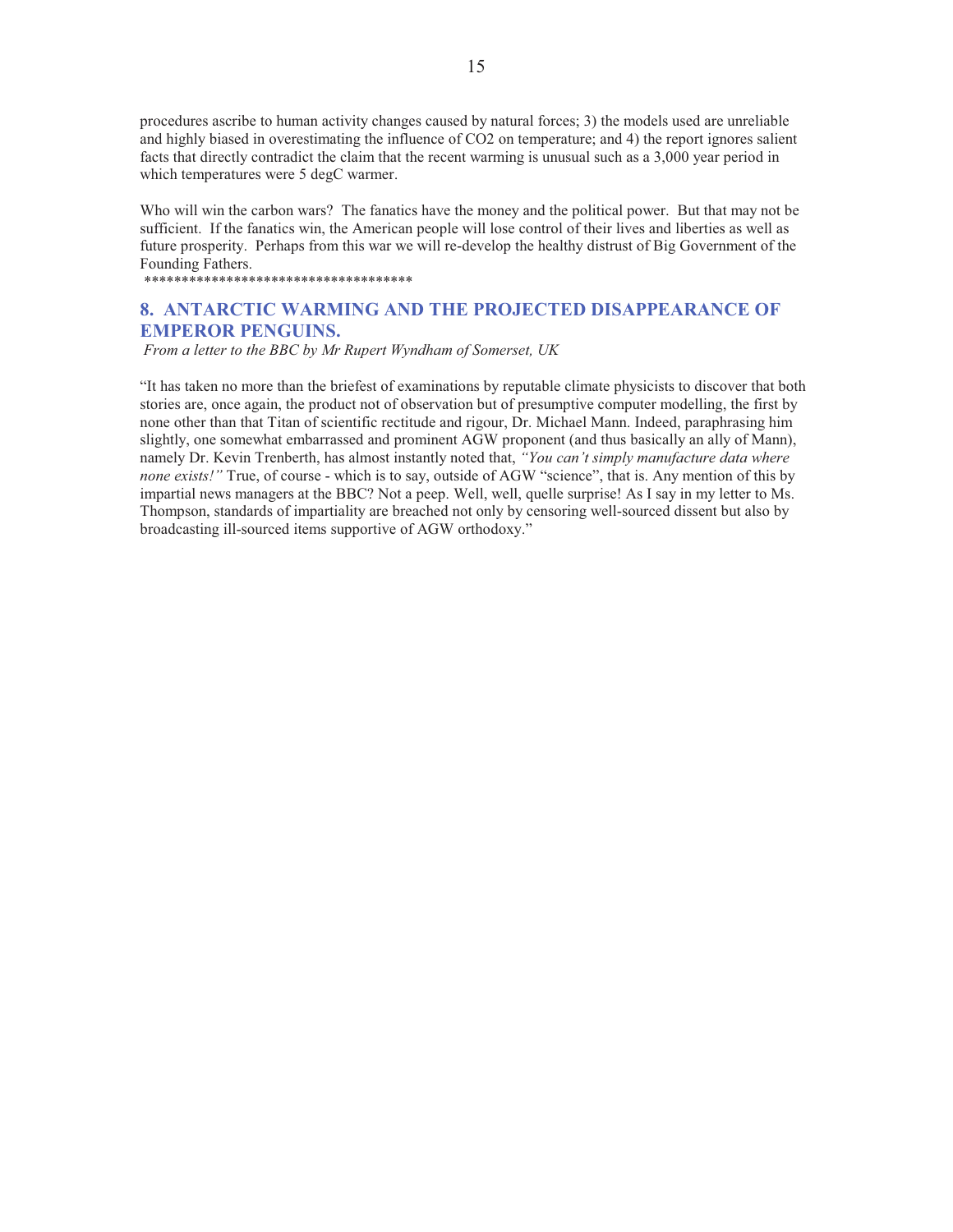procedures ascribe to human activity changes caused by natural forces; 3) the models used are unreliable and highly biased in overestimating the influence of $CO_2$ on temperature; and 4) the report ignores salient facts that directly contradict the claim that the recent warming is unusual such as a 3,000 year period in which temperatures were 5 degC warmer.

Who will win the carbon wars? The fanatics have the money and the political power. But that may not be sufficient. If the fanatics win, the American people will lose control of their lives and liberties as well as future prosperity. Perhaps from this war we will re-develop the healthy distrust of Big Government of the Founding Fathers.

************************************

## 8. ANTARCTIC WARMING AND THE PROJECTED DISAPPEARANCE OF EMPEROR PENGUINS.

*From a letter to the BBC by Mr Rupert Wyndham of Somerset, UK*

"It has taken no more than the briefest of examinations by reputable climate physicists to discover that both stories are, once again, the product not of observation but of presumptive computer modelling, the first by none other than that Titan of scientific rectitude and rigour, Dr. Michael Mann. Indeed, paraphrasing him slightly, one somewhat embarrassed and prominent AGW proponent (and thus basically an ally of Mann), namely Dr. Kevin Trenberth, has almost instantly noted that, *"You can't simply manufacture data where none exists!"* True, of course - which is to say, outside of AGW "science", that is. Any mention of this by impartial news managers at the BBC? Not a peep. Well, well, quelle surprise! As I say in my letter to Ms. Thompson, standards of impartiality are breached not only by censoring well-sourced dissent but also by broadcasting ill-sourced items supportive of AGW orthodoxy."